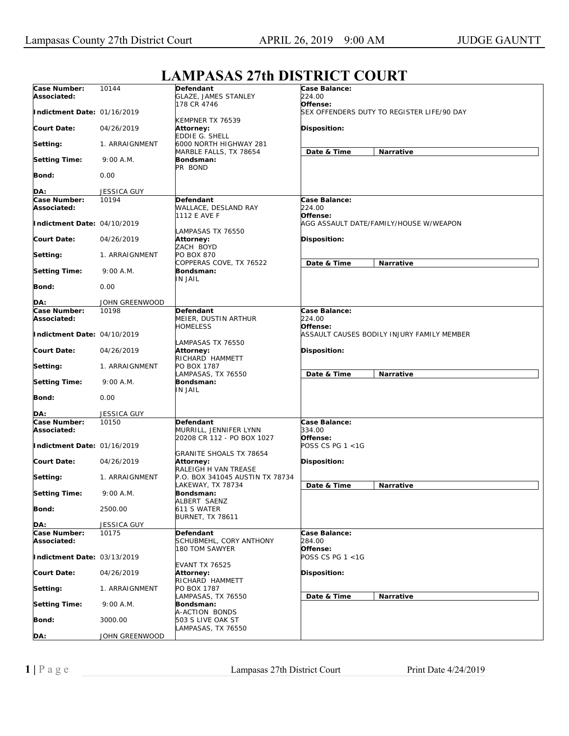# LAMPASAS 27th DISTRICT COURT

| | | | |
|---|---|---|---|
| **Case Number:** 10144<br>**Associated:**<br>**Indictment Date:** 01/16/2019<br>**Court Date:** 04/26/2019<br>**Setting:** 1. ARRAIGNMENT<br>**Setting Time:** 9:00 A.M.<br>**Bond:** 0.00<br>**DA:** JESSICA GUY | **Defendant**<br>GLAZE, JAMES STANLEY<br>178 CR 4746<br>KEMPNER TX 76539<br>**Attorney:**<br>EDDIE G. SHELL<br>6000 NORTH HIGHWAY 281<br>MARBLE FALLS, TX 78654<br>**Bondsman:**<br>PR BOND | **Case Balance:**<br>224.00<br>**Offense:**<br>SEX OFFENDERS DUTY TO REGISTER LIFE/90 DAY<br>**Disposition:** | **Date & Time** / **Narrative** |
| **Case Number:** 10194<br>**Associated:**<br>**Indictment Date:** 04/10/2019<br>**Court Date:** 04/26/2019<br>**Setting:** 1. ARRAIGNMENT<br>**Setting Time:** 9:00 A.M.<br>**Bond:** 0.00<br>**DA:** JOHN GREENWOOD | **Defendant**<br>WALLACE, DESLAND RAY<br>1112 E AVE F<br>LAMPASAS TX 76550<br>**Attorney:**<br>ZACH BOYD<br>PO BOX 870<br>COPPERAS COVE, TX 76522<br>**Bondsman:**<br>IN JAIL | **Case Balance:**<br>224.00<br>**Offense:**<br>AGG ASSAULT DATE/FAMILY/HOUSE W/WEAPON<br>**Disposition:** | **Date & Time** / **Narrative** |
| **Case Number:** 10198<br>**Associated:**<br>**Indictment Date:** 04/10/2019<br>**Court Date:** 04/26/2019<br>**Setting:** 1. ARRAIGNMENT<br>**Setting Time:** 9:00 A.M.<br>**Bond:** 0.00<br>**DA:** JESSICA GUY | **Defendant**<br>MEIER, DUSTIN ARTHUR<br>HOMELESS<br>LAMPASAS TX 76550<br>**Attorney:**<br>RICHARD HAMMETT<br>PO BOX 1787<br>LAMPASAS, TX 76550<br>**Bondsman:**<br>IN JAIL | **Case Balance:**<br>224.00<br>**Offense:**<br>ASSAULT CAUSES BODILY INJURY FAMILY MEMBER<br>**Disposition:** | **Date & Time** / **Narrative** |
| **Case Number:** 10150<br>**Associated:**<br>**Indictment Date:** 01/16/2019<br>**Court Date:** 04/26/2019<br>**Setting:** 1. ARRAIGNMENT<br>**Setting Time:** 9:00 A.M.<br>**Bond:** 2500.00<br>**DA:** JESSICA GUY | **Defendant**<br>MURRILL, JENNIFER LYNN<br>20208 CR 112 - PO BOX 1027<br>GRANITE SHOALS TX 78654<br>**Attorney:**<br>RALEIGH H VAN TREASE<br>P.O. BOX 341045 AUSTIN TX 78734<br>LAKEWAY, TX 78734<br>**Bondsman:**<br>ALBERT SAENZ<br>611 S WATER<br>BURNET, TX 78611 | **Case Balance:**<br>334.00<br>**Offense:**<br>POSS CS PG 1 <1G<br>**Disposition:** | **Date & Time** / **Narrative** |
| **Case Number:** 10175<br>**Associated:**<br>**Indictment Date:** 03/13/2019<br>**Court Date:** 04/26/2019<br>**Setting:** 1. ARRAIGNMENT<br>**Setting Time:** 9:00 A.M.<br>**Bond:** 3000.00<br>**DA:** JOHN GREENWOOD | **Defendant**<br>SCHUBMEHL, CORY ANTHONY<br>180 TOM SAWYER<br>EVANT TX 76525<br>**Attorney:**<br>RICHARD HAMMETT<br>PO BOX 1787<br>LAMPASAS, TX 76550<br>**Bondsman:**<br>A-ACTION BONDS<br>503 S LIVE OAK ST<br>LAMPASAS, TX 76550 | **Case Balance:**<br>284.00<br>**Offense:**<br>POSS CS PG 1 <1G<br>**Disposition:** | **Date & Time** / **Narrative** |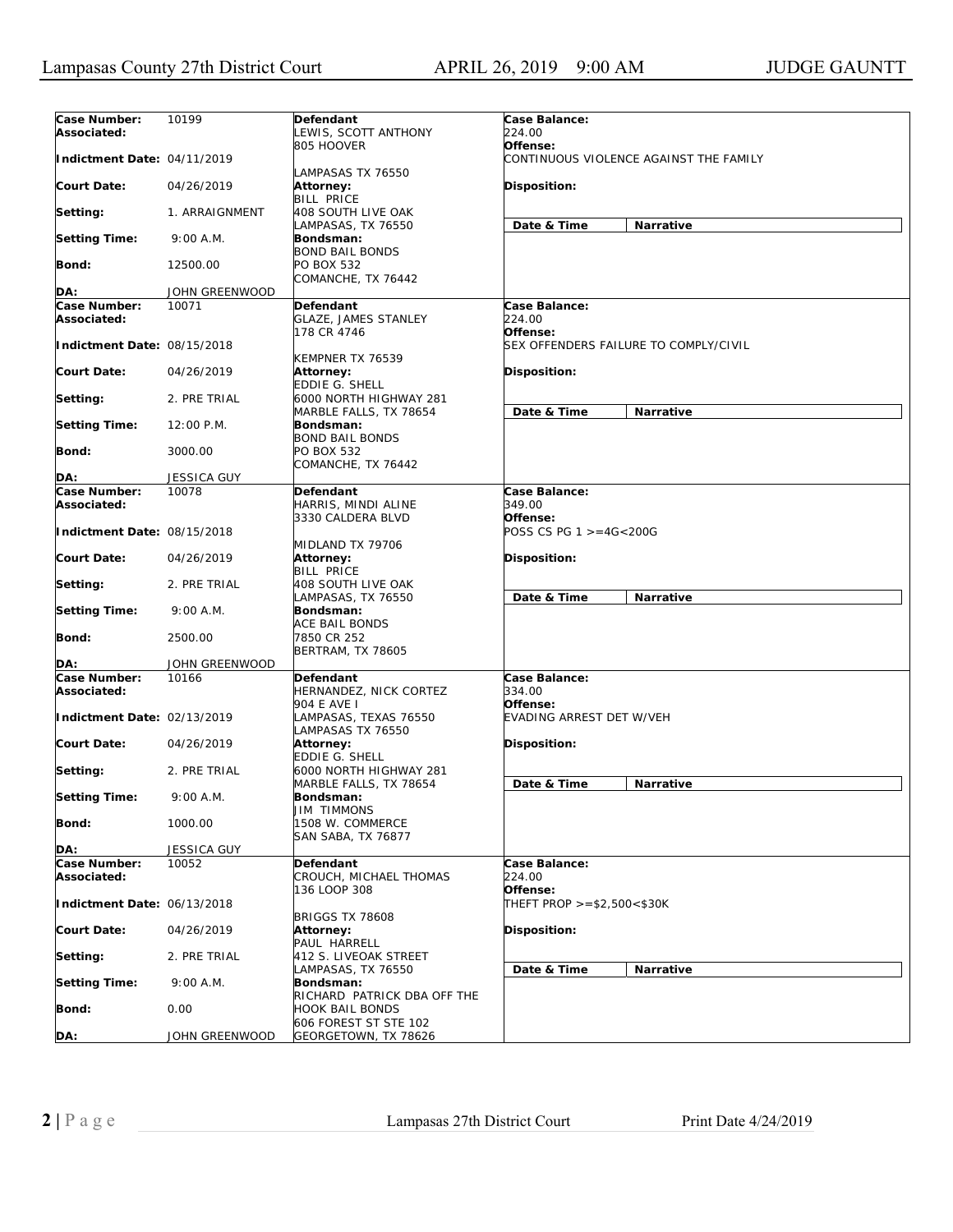| Case Number: | 10199 | Defendant | Case Balance: |
|---|---|---|---|
| Associated: | | LEWIS, SCOTT ANTHONY<br>805 HOOVER<br><br>LAMPASAS TX 76550 | 224.00 |
| Indictment Date: | 04/11/2019 | | Offense:<br>CONTINUOUS VIOLENCE AGAINST THE FAMILY |
| Court Date: | 04/26/2019 | Attorney:<br>BILL PRICE<br>408 SOUTH LIVE OAK<br>LAMPASAS, TX 76550 | Disposition: |
| Setting: | 1. ARRAIGNMENT | | Date & Time / Narrative |
| Setting Time: | 9:00 A.M. | Bondsman:<br>BOND BAIL BONDS<br>PO BOX 532<br>COMANCHE, TX 76442 | |
| Bond: | 12500.00 | | |
| DA: | JOHN GREENWOOD | | |

| Case Number: | 10071 | Defendant | Case Balance: |
|---|---|---|---|
| Associated: | | GLAZE, JAMES STANLEY<br>178 CR 4746<br><br>KEMPNER TX 76539 | 224.00 |
| Indictment Date: | 08/15/2018 | | Offense:<br>SEX OFFENDERS FAILURE TO COMPLY/CIVIL |
| Court Date: | 04/26/2019 | Attorney:<br>EDDIE G. SHELL<br>6000 NORTH HIGHWAY 281<br>MARBLE FALLS, TX 78654 | Disposition: |
| Setting: | 2. PRE TRIAL | | Date & Time / Narrative |
| Setting Time: | 12:00 P.M. | Bondsman:<br>BOND BAIL BONDS<br>PO BOX 532<br>COMANCHE, TX 76442 | |
| Bond: | 3000.00 | | |
| DA: | JESSICA GUY | | |

| Case Number: | 10078 | Defendant | Case Balance: |
|---|---|---|---|
| Associated: | | HARRIS, MINDI ALINE<br>3330 CALDERA BLVD<br><br>MIDLAND TX 79706 | 349.00 |
| Indictment Date: | 08/15/2018 | | Offense:<br>POSS CS PG 1 >=4G<200G |
| Court Date: | 04/26/2019 | Attorney:<br>BILL PRICE<br>408 SOUTH LIVE OAK<br>LAMPASAS, TX 76550 | Disposition: |
| Setting: | 2. PRE TRIAL | | Date & Time / Narrative |
| Setting Time: | 9:00 A.M. | Bondsman:<br>ACE BAIL BONDS<br>7850 CR 252<br>BERTRAM, TX 78605 | |
| Bond: | 2500.00 | | |
| DA: | JOHN GREENWOOD | | |

| Case Number: | 10166 | Defendant | Case Balance: |
|---|---|---|---|
| Associated: | | HERNANDEZ, NICK CORTEZ<br>904 E AVE I<br>LAMPASAS, TEXAS 76550<br>LAMPASAS TX 76550 | 334.00 |
| Indictment Date: | 02/13/2019 | | Offense:<br>EVADING ARREST DET W/VEH |
| Court Date: | 04/26/2019 | Attorney:<br>EDDIE G. SHELL<br>6000 NORTH HIGHWAY 281<br>MARBLE FALLS, TX 78654 | Disposition: |
| Setting: | 2. PRE TRIAL | | Date & Time / Narrative |
| Setting Time: | 9:00 A.M. | Bondsman:<br>JIM TIMMONS<br>1508 W. COMMERCE<br>SAN SABA, TX 76877 | |
| Bond: | 1000.00 | | |
| DA: | JESSICA GUY | | |

| Case Number: | 10052 | Defendant | Case Balance: |
|---|---|---|---|
| Associated: | | CROUCH, MICHAEL THOMAS<br>136 LOOP 308<br><br>BRIGGS TX 78608 | 224.00 |
| Indictment Date: | 06/13/2018 | | Offense:<br>THEFT PROP >=$2,500<$30K |
| Court Date: | 04/26/2019 | Attorney:<br>PAUL HARRELL<br>412 S. LIVEOAK STREET<br>LAMPASAS, TX 76550 | Disposition: |
| Setting: | 2. PRE TRIAL | | Date & Time / Narrative |
| Setting Time: | 9:00 A.M. | Bondsman:<br>RICHARD PATRICK DBA OFF THE HOOK BAIL BONDS<br>606 FOREST ST STE 102<br>GEORGETOWN, TX 78626 | |
| Bond: | 0.00 | | |
| DA: | JOHN GREENWOOD | | |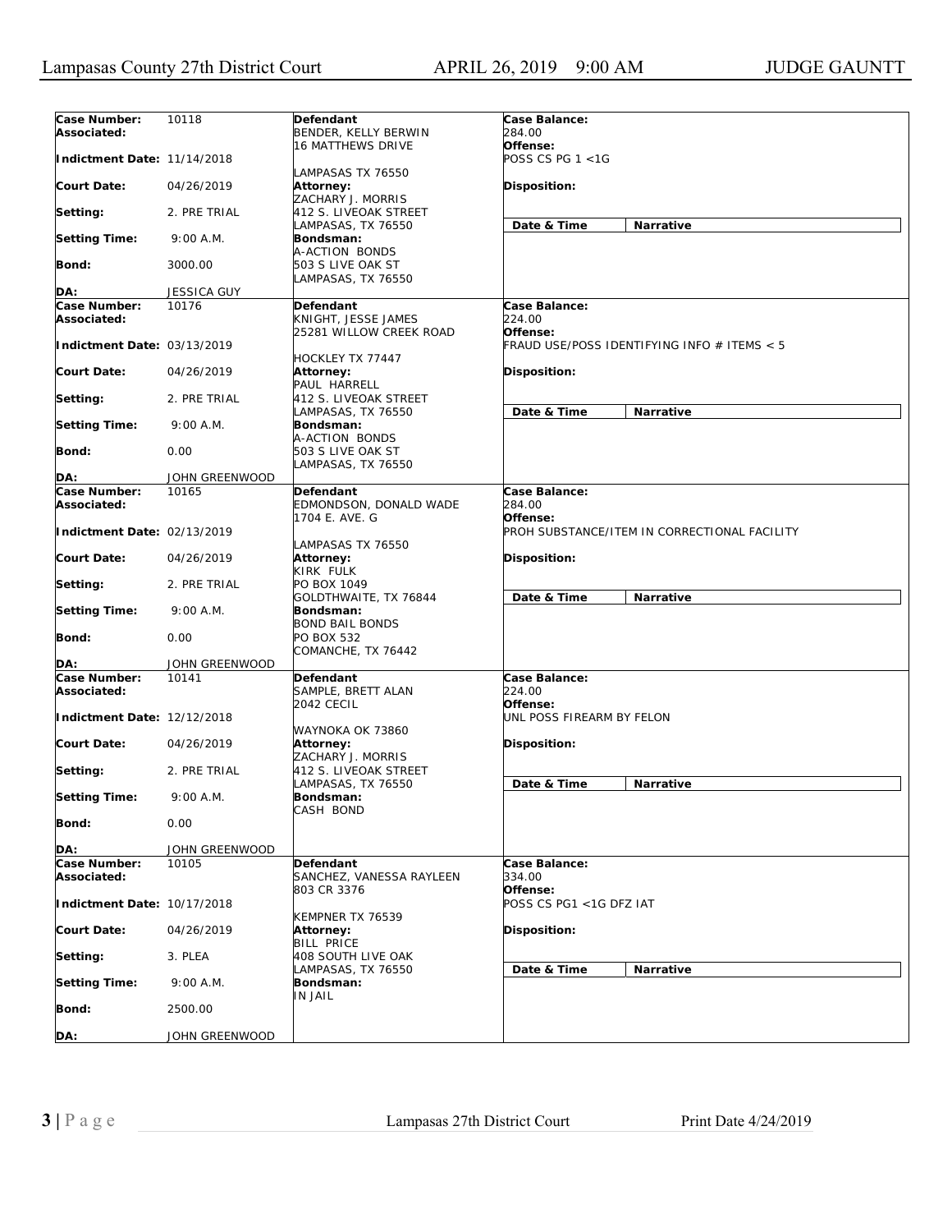| Case Number: | 10118 | Defendant | Case Balance: |
|---|---|---|---|
| Associated: | | BENDER, KELLY BERWIN<br>16 MATTHEWS DRIVE<br>LAMPASAS TX 76550 | 284.00 |
| Indictment Date: | 11/14/2018 | | Offense:<br>POSS CS PG 1 <1G |
| Court Date: | 04/26/2019 | Attorney:<br>ZACHARY J. MORRIS<br>412 S. LIVEOAK STREET<br>LAMPASAS, TX 76550 | Disposition: |
| Setting: | 2. PRE TRIAL | | Date & Time / Narrative |
| Setting Time: | 9:00 A.M. | Bondsman:<br>A-ACTION BONDS<br>503 S LIVE OAK ST<br>LAMPASAS, TX 76550 | |
| Bond: | 3000.00 | | |
| DA: | JESSICA GUY | | |

| Case Number: | 10176 | Defendant | Case Balance: |
|---|---|---|---|
| Associated: | | KNIGHT, JESSE JAMES<br>25281 WILLOW CREEK ROAD<br>HOCKLEY TX 77447 | 224.00 |
| Indictment Date: | 03/13/2019 | | Offense:<br>FRAUD USE/POSS IDENTIFYING INFO # ITEMS < 5 |
| Court Date: | 04/26/2019 | Attorney:<br>PAUL HARRELL<br>412 S. LIVEOAK STREET<br>LAMPASAS, TX 76550 | Disposition: |
| Setting: | 2. PRE TRIAL | | Date & Time / Narrative |
| Setting Time: | 9:00 A.M. | Bondsman:<br>A-ACTION BONDS<br>503 S LIVE OAK ST<br>LAMPASAS, TX 76550 | |
| Bond: | 0.00 | | |
| DA: | JOHN GREENWOOD | | |

| Case Number: | 10165 | Defendant | Case Balance: |
|---|---|---|---|
| Associated: | | EDMONDSON, DONALD WADE<br>1704 E. AVE. G<br>LAMPASAS TX 76550 | 284.00 |
| Indictment Date: | 02/13/2019 | | Offense:<br>PROH SUBSTANCE/ITEM IN CORRECTIONAL FACILITY |
| Court Date: | 04/26/2019 | Attorney:<br>KIRK FULK<br>PO BOX 1049<br>GOLDTHWAITE, TX 76844 | Disposition: |
| Setting: | 2. PRE TRIAL | | Date & Time / Narrative |
| Setting Time: | 9:00 A.M. | Bondsman:<br>BOND BAIL BONDS<br>PO BOX 532<br>COMANCHE, TX 76442 | |
| Bond: | 0.00 | | |
| DA: | JOHN GREENWOOD | | |

| Case Number: | 10141 | Defendant | Case Balance: |
|---|---|---|---|
| Associated: | | SAMPLE, BRETT ALAN<br>2042 CECIL<br>WAYNOKA OK 73860 | 224.00 |
| Indictment Date: | 12/12/2018 | | Offense:<br>UNL POSS FIREARM BY FELON |
| Court Date: | 04/26/2019 | Attorney:<br>ZACHARY J. MORRIS<br>412 S. LIVEOAK STREET<br>LAMPASAS, TX 76550 | Disposition: |
| Setting: | 2. PRE TRIAL | | Date & Time / Narrative |
| Setting Time: | 9:00 A.M. | Bondsman:<br>CASH BOND | |
| Bond: | 0.00 | | |
| DA: | JOHN GREENWOOD | | |

| Case Number: | 10105 | Defendant | Case Balance: |
|---|---|---|---|
| Associated: | | SANCHEZ, VANESSA RAYLEEN<br>803 CR 3376<br>KEMPNER TX 76539 | 334.00 |
| Indictment Date: | 10/17/2018 | | Offense:<br>POSS CS PG1 <1G DFZ IAT |
| Court Date: | 04/26/2019 | Attorney:<br>BILL PRICE<br>408 SOUTH LIVE OAK<br>LAMPASAS, TX 76550 | Disposition: |
| Setting: | 3. PLEA | | Date & Time / Narrative |
| Setting Time: | 9:00 A.M. | Bondsman:<br>IN JAIL | |
| Bond: | 2500.00 | | |
| DA: | JOHN GREENWOOD | | |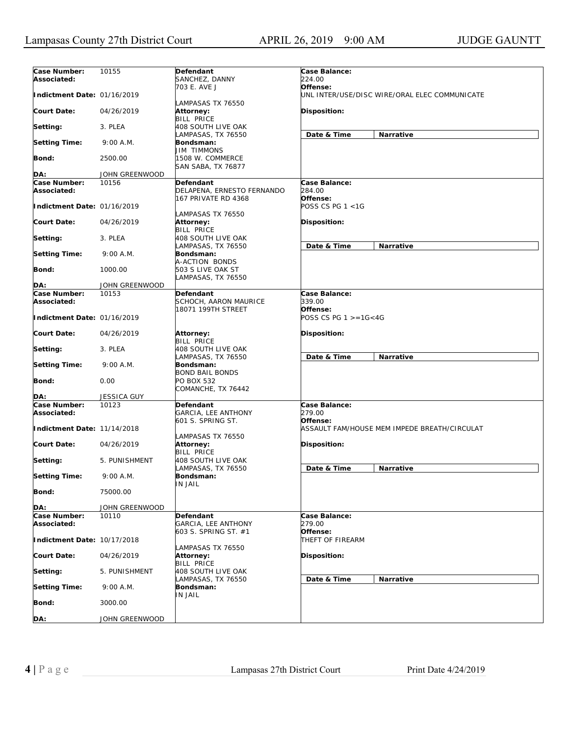| Case Number: | 10155 | Defendant | Case Balance: |
|---|---|---|---|
| Associated: | | SANCHEZ, DANNY<br>703 E. AVE J<br><br>LAMPASAS TX 76550 | 224.00 |
| Indictment Date: | 01/16/2019 | | Offense:<br>UNL INTER/USE/DISC WIRE/ORAL ELEC COMMUNICATE |
| Court Date: | 04/26/2019 | Attorney:<br>BILL PRICE<br>408 SOUTH LIVE OAK<br>LAMPASAS, TX 76550 | Disposition: |
| Setting: | 3. PLEA | | Date & Time / Narrative |
| Setting Time: | 9:00 A.M. | Bondsman:<br>JIM TIMMONS<br>1508 W. COMMERCE<br>SAN SABA, TX 76877 | |
| Bond: | 2500.00 | | |
| DA: | JOHN GREENWOOD | | |

| Case Number: | 10156 | Defendant | Case Balance: |
|---|---|---|---|
| Associated: | | DELAPENA, ERNESTO FERNANDO<br>167 PRIVATE RD 4368<br><br>LAMPASAS TX 76550 | 284.00 |
| Indictment Date: | 01/16/2019 | | Offense:<br>POSS CS PG 1 <1G |
| Court Date: | 04/26/2019 | Attorney:<br>BILL PRICE<br>408 SOUTH LIVE OAK<br>LAMPASAS, TX 76550 | Disposition: |
| Setting: | 3. PLEA | | Date & Time / Narrative |
| Setting Time: | 9:00 A.M. | Bondsman:<br>A-ACTION BONDS<br>503 S LIVE OAK ST<br>LAMPASAS, TX 76550 | |
| Bond: | 1000.00 | | |
| DA: | JOHN GREENWOOD | | |

| Case Number: | 10153 | Defendant | Case Balance: |
|---|---|---|---|
| Associated: | | SCHOCH, AARON MAURICE<br>18071 199TH STREET | 339.00 |
| Indictment Date: | 01/16/2019 | | Offense:<br>POSS CS PG 1 >=1G<4G |
| Court Date: | 04/26/2019 | Attorney:<br>BILL PRICE<br>408 SOUTH LIVE OAK<br>LAMPASAS, TX 76550 | Disposition: |
| Setting: | 3. PLEA | | Date & Time / Narrative |
| Setting Time: | 9:00 A.M. | Bondsman:<br>BOND BAIL BONDS<br>PO BOX 532<br>COMANCHE, TX 76442 | |
| Bond: | 0.00 | | |
| DA: | JESSICA GUY | | |

| Case Number: | 10123 | Defendant | Case Balance: |
|---|---|---|---|
| Associated: | | GARCIA, LEE ANTHONY<br>601 S. SPRING ST.<br><br>LAMPASAS TX 76550 | 279.00 |
| Indictment Date: | 11/14/2018 | | Offense:<br>ASSAULT FAM/HOUSE MEM IMPEDE BREATH/CIRCULAT |
| Court Date: | 04/26/2019 | Attorney:<br>BILL PRICE<br>408 SOUTH LIVE OAK<br>LAMPASAS, TX 76550 | Disposition: |
| Setting: | 5. PUNISHMENT | | Date & Time / Narrative |
| Setting Time: | 9:00 A.M. | Bondsman:<br>IN JAIL | |
| Bond: | 75000.00 | | |
| DA: | JOHN GREENWOOD | | |

| Case Number: | 10110 | Defendant | Case Balance: |
|---|---|---|---|
| Associated: | | GARCIA, LEE ANTHONY<br>603 S. SPRING ST. #1<br><br>LAMPASAS TX 76550 | 279.00 |
| Indictment Date: | 10/17/2018 | | Offense:<br>THEFT OF FIREARM |
| Court Date: | 04/26/2019 | Attorney:<br>BILL PRICE<br>408 SOUTH LIVE OAK<br>LAMPASAS, TX 76550 | Disposition: |
| Setting: | 5. PUNISHMENT | | Date & Time / Narrative |
| Setting Time: | 9:00 A.M. | Bondsman:<br>IN JAIL | |
| Bond: | 3000.00 | | |
| DA: | JOHN GREENWOOD | | |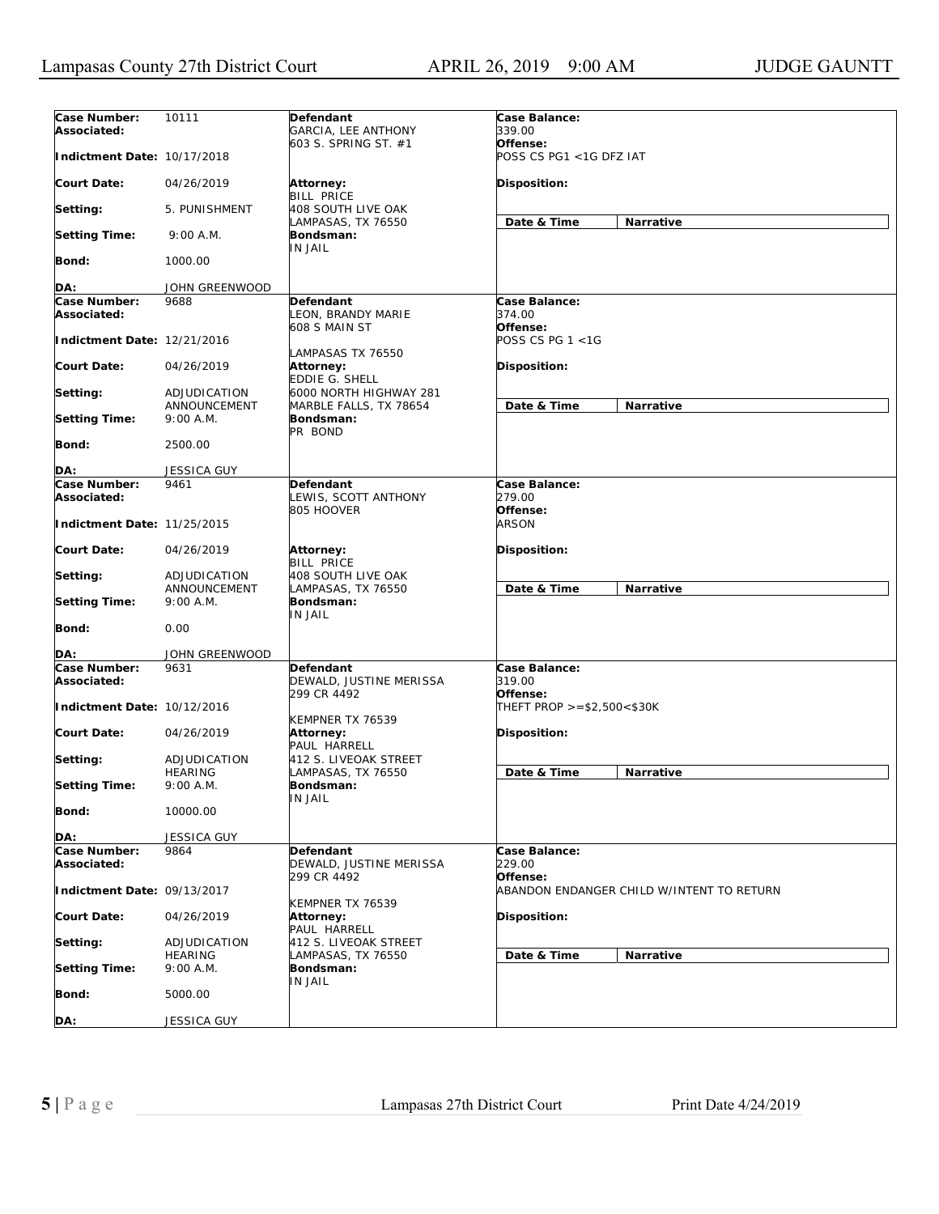| Case Number: | 10111 | Defendant | Case Balance: |
|---|---|---|---|
| Associated: | | GARCIA, LEE ANTHONY<br>603 S. SPRING ST. #1 | 339.00 |
| Indictment Date: | 10/17/2018 | | Offense: POSS CS PG1 <1G DFZ IAT |
| Court Date: | 04/26/2019 | Attorney: BILL PRICE<br>408 SOUTH LIVE OAK<br>LAMPASAS, TX 76550 | Disposition: |
| Setting: | 5. PUNISHMENT | | Date & Time / Narrative |
| Setting Time: | 9:00 A.M. | Bondsman: IN JAIL | |
| Bond: | 1000.00 | | |
| DA: | JOHN GREENWOOD | | |

| Case Number: | 9688 | Defendant | Case Balance: |
|---|---|---|---|
| Associated: | | LEON, BRANDY MARIE<br>608 S MAIN ST<br>LAMPASAS TX 76550 | 374.00 |
| Indictment Date: | 12/21/2016 | | Offense: POSS CS PG 1 <1G |
| Court Date: | 04/26/2019 | Attorney: EDDIE G. SHELL<br>6000 NORTH HIGHWAY 281<br>MARBLE FALLS, TX 78654 | Disposition: |
| Setting: | ADJUDICATION ANNOUNCEMENT | | Date & Time / Narrative |
| Setting Time: | 9:00 A.M. | Bondsman: PR BOND | |
| Bond: | 2500.00 | | |
| DA: | JESSICA GUY | | |

| Case Number: | 9461 | Defendant | Case Balance: |
|---|---|---|---|
| Associated: | | LEWIS, SCOTT ANTHONY<br>805 HOOVER | 279.00 |
| Indictment Date: | 11/25/2015 | | Offense: ARSON |
| Court Date: | 04/26/2019 | Attorney: BILL PRICE<br>408 SOUTH LIVE OAK<br>LAMPASAS, TX 76550 | Disposition: |
| Setting: | ADJUDICATION ANNOUNCEMENT | | Date & Time / Narrative |
| Setting Time: | 9:00 A.M. | Bondsman: IN JAIL | |
| Bond: | 0.00 | | |
| DA: | JOHN GREENWOOD | | |

| Case Number: | 9631 | Defendant | Case Balance: |
|---|---|---|---|
| Associated: | | DEWALD, JUSTINE MERISSA<br>299 CR 4492<br>KEMPNER TX 76539 | 319.00 |
| Indictment Date: | 10/12/2016 | | Offense: THEFT PROP >=$2,500<$30K |
| Court Date: | 04/26/2019 | Attorney: PAUL HARRELL<br>412 S. LIVEOAK STREET<br>LAMPASAS, TX 76550 | Disposition: |
| Setting: | ADJUDICATION HEARING | | Date & Time / Narrative |
| Setting Time: | 9:00 A.M. | Bondsman: IN JAIL | |
| Bond: | 10000.00 | | |
| DA: | JESSICA GUY | | |

| Case Number: | 9864 | Defendant | Case Balance: |
|---|---|---|---|
| Associated: | | DEWALD, JUSTINE MERISSA<br>299 CR 4492<br>KEMPNER TX 76539 | 229.00 |
| Indictment Date: | 09/13/2017 | | Offense: ABANDON ENDANGER CHILD W/INTENT TO RETURN |
| Court Date: | 04/26/2019 | Attorney: PAUL HARRELL<br>412 S. LIVEOAK STREET<br>LAMPASAS, TX 76550 | Disposition: |
| Setting: | ADJUDICATION HEARING | | Date & Time / Narrative |
| Setting Time: | 9:00 A.M. | Bondsman: IN JAIL | |
| Bond: | 5000.00 | | |
| DA: | JESSICA GUY | | |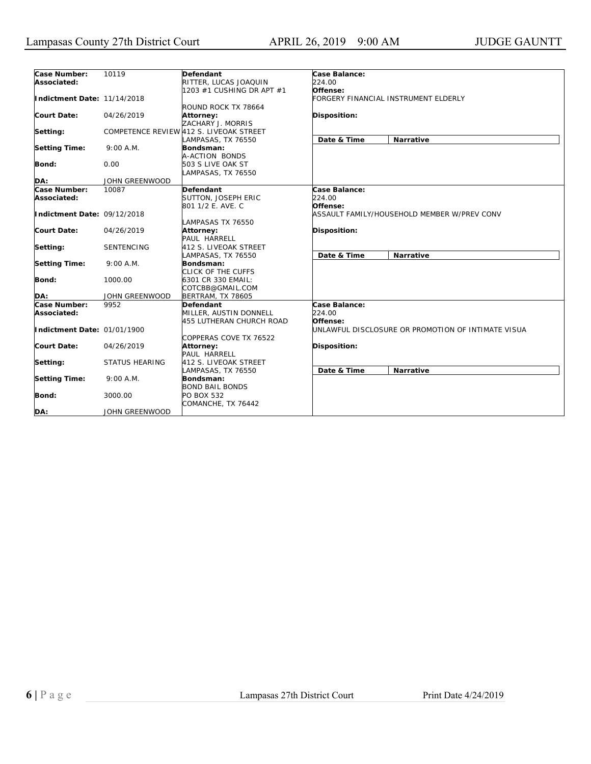| | | | |
|---|---|---|---|
| **Case Number:** 10119<br>**Associated:**<br>**Indictment Date:** 11/14/2018<br>**Court Date:** 04/26/2019<br>**Setting:** COMPETENCE REVIEW<br>**Setting Time:** 9:00 A.M.<br>**Bond:** 0.00<br>**DA:** JOHN GREENWOOD | **Defendant**<br>RITTER, LUCAS JOAQUIN<br>1203 #1 CUSHING DR APT #1<br>ROUND ROCK TX 78664<br>**Attorney:**<br>ZACHARY J. MORRIS<br>412 S. LIVEOAK STREET<br>LAMPASAS, TX 76550<br>**Bondsman:**<br>A-ACTION BONDS<br>503 S LIVE OAK ST<br>LAMPASAS, TX 76550 | **Case Balance:**<br>224.00<br>**Offense:**<br>FORGERY FINANCIAL INSTRUMENT ELDERLY<br>**Disposition:**<br>**Date & Time** | **Narrative** |
| **Case Number:** 10087<br>**Associated:**<br>**Indictment Date:** 09/12/2018<br>**Court Date:** 04/26/2019<br>**Setting:** SENTENCING<br>**Setting Time:** 9:00 A.M.<br>**Bond:** 1000.00<br>**DA:** JOHN GREENWOOD | **Defendant**<br>SUTTON, JOSEPH ERIC<br>801 1/2 E. AVE. C<br>LAMPASAS TX 76550<br>**Attorney:**<br>PAUL HARRELL<br>412 S. LIVEOAK STREET<br>LAMPASAS, TX 76550<br>**Bondsman:**<br>CLICK OF THE CUFFS<br>6301 CR 330 EMAIL:<br>COTCBB@GMAIL.COM<br>BERTRAM, TX 78605 | **Case Balance:**<br>224.00<br>**Offense:**<br>ASSAULT FAMILY/HOUSEHOLD MEMBER W/PREV CONV<br>**Disposition:**<br>**Date & Time** | **Narrative** |
| **Case Number:** 9952<br>**Associated:**<br>**Indictment Date:** 01/01/1900<br>**Court Date:** 04/26/2019<br>**Setting:** STATUS HEARING<br>**Setting Time:** 9:00 A.M.<br>**Bond:** 3000.00<br>**DA:** JOHN GREENWOOD | **Defendant**<br>MILLER, AUSTIN DONNELL<br>455 LUTHERAN CHURCH ROAD<br>COPPERAS COVE TX 76522<br>**Attorney:**<br>PAUL HARRELL<br>412 S. LIVEOAK STREET<br>LAMPASAS, TX 76550<br>**Bondsman:**<br>BOND BAIL BONDS<br>PO BOX 532<br>COMANCHE, TX 76442 | **Case Balance:**<br>224.00<br>**Offense:**<br>UNLAWFUL DISCLOSURE OR PROMOTION OF INTIMATE VISUA<br>**Disposition:**<br>**Date & Time** | **Narrative** |